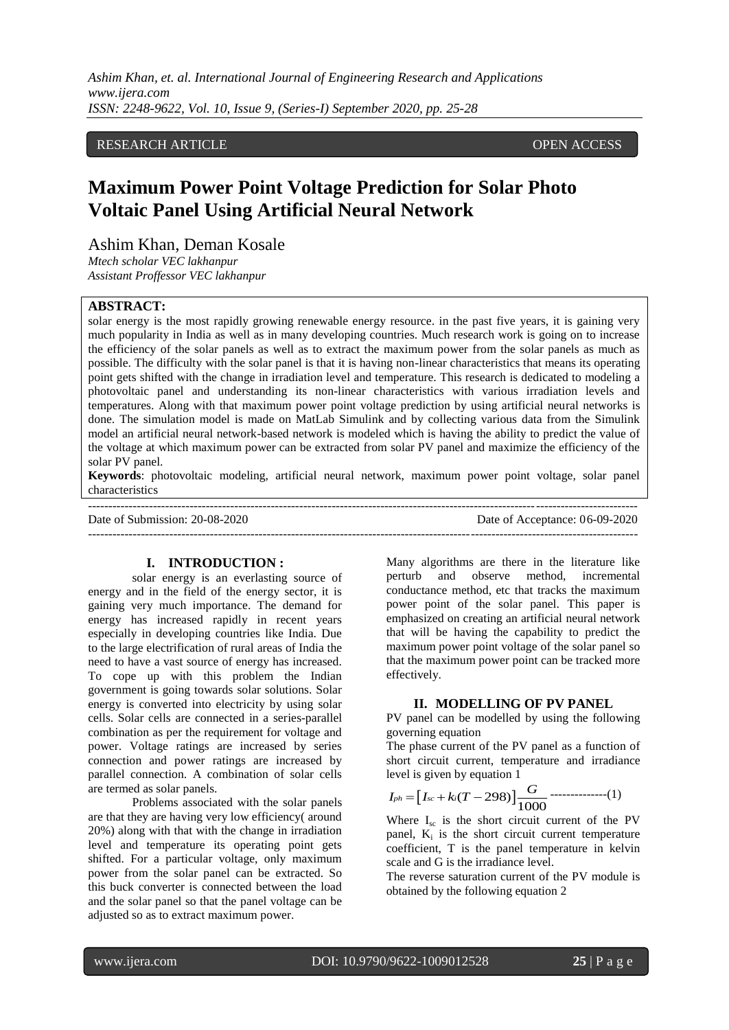RESEARCH ARTICLE OPEN ACCESS

# Maximum Power Point Voltage Prediction for Solar Photo Voltaic Panel Using Artificial Neural Network

Ashim Khan, Deman Kosale

*Mtech scholar VEC lakhanpur*
*Assistant Proffessor VEC lakhanpur*

**ABSTRACT:**
solar energy is the most rapidly growing renewable energy resource. in the past five years, it is gaining very much popularity in India as well as in many developing countries. Much research work is going on to increase the efficiency of the solar panels as well as to extract the maximum power from the solar panels as much as possible. The difficulty with the solar panel is that it is having non-linear characteristics that means its operating point gets shifted with the change in irradiation level and temperature. This research is dedicated to modeling a photovoltaic panel and understanding its non-linear characteristics with various irradiation levels and temperatures. Along with that maximum power point voltage prediction by using artificial neural networks is done. The simulation model is made on MatLab Simulink and by collecting various data from the Simulink model an artificial neural network-based network is modeled which is having the ability to predict the value of the voltage at which maximum power can be extracted from solar PV panel and maximize the efficiency of the solar PV panel.

**Keywords**: photovoltaic modeling, artificial neural network, maximum power point voltage, solar panel characteristics

---

Date of Submission: 20-08-2020 Date of Acceptance: 06-09-2020

---

## I. INTRODUCTION :

solar energy is an everlasting source of energy and in the field of the energy sector, it is gaining very much importance. The demand for energy has increased rapidly in recent years especially in developing countries like India. Due to the large electrification of rural areas of India the need to have a vast source of energy has increased. To cope up with this problem the Indian government is going towards solar solutions. Solar energy is converted into electricity by using solar cells. Solar cells are connected in a series-parallel combination as per the requirement for voltage and power. Voltage ratings are increased by series connection and power ratings are increased by parallel connection. A combination of solar cells are termed as solar panels.

Problems associated with the solar panels are that they are having very low efficiency( around 20%) along with that with the change in irradiation level and temperature its operating point gets shifted. For a particular voltage, only maximum power from the solar panel can be extracted. So this buck converter is connected between the load and the solar panel so that the panel voltage can be adjusted so as to extract maximum power.

Many algorithms are there in the literature like perturb and observe method, incremental conductance method, etc that tracks the maximum power point of the solar panel. This paper is emphasized on creating an artificial neural network that will be having the capability to predict the maximum power point voltage of the solar panel so that the maximum power point can be tracked more effectively.

## II. MODELLING OF PV PANEL

PV panel can be modelled by using the following governing equation

The phase current of the PV panel as a function of short circuit current, temperature and irradiance level is given by equation 1

$$I_{ph} = \left[ I_{sc} + k_i (T - 298) \right] \frac{G}{1000} \text{--------------(1)}$$

Where $I_{sc}$ is the short circuit current of the PV panel, $K_i$ is the short circuit current temperature coefficient, T is the panel temperature in kelvin scale and G is the irradiance level.

The reverse saturation current of the PV module is obtained by the following equation 2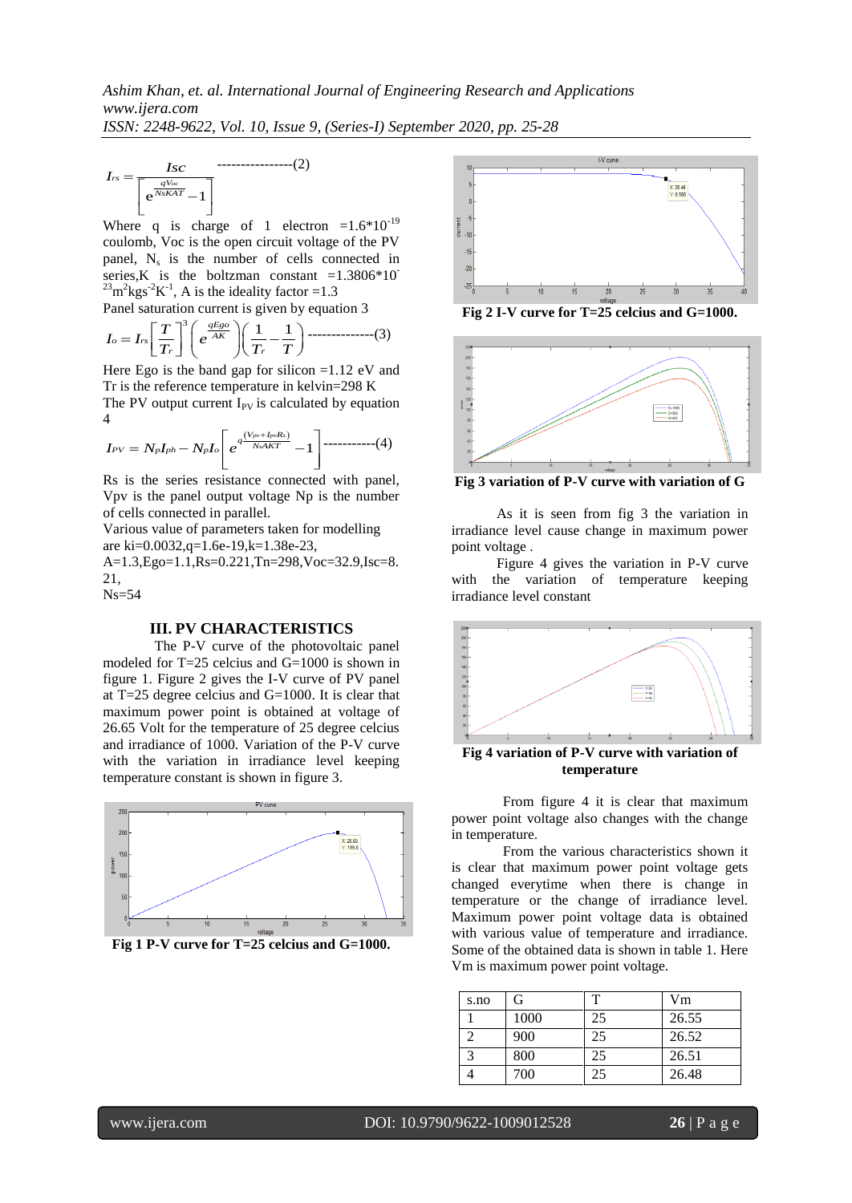$$I_{rs} = \frac{Isc}{\left[e^{\frac{qV_{oc}}{N_s KAT}} - 1\right]} \text{ ----------------(2)}$$

Where q is charge of 1 electron $=1.6*10^{-19}$ coulomb, Voc is the open circuit voltage of the PV panel, $N_s$ is the number of cells connected in series,K is the boltzman constant $=1.3806*10^{-23} m^2kgs^{-2}K^{-1}$, A is the ideality factor =1.3

Panel saturation current is given by equation 3

$$I_o = I_{rs}\left[\frac{T}{T_r}\right]^3 \left(e^{\frac{qEgo}{AK}}\right)\left(\frac{1}{T_r} - \frac{1}{T}\right) \text{ --------------(3)}$$

Here Ego is the band gap for silicon =1.12 eV and Tr is the reference temperature in kelvin=298 K

The PV output current $I_{PV}$ is calculated by equation 4

$$I_{PV} = N_p I_{ph} - N_p I_o\left[e^{q\frac{(V_{pv}+I_{pv}R_s)}{N_s AKT}} - 1\right] \text{ -----------(4)}$$

Rs is the series resistance connected with panel, Vpv is the panel output voltage Np is the number of cells connected in parallel.

Various value of parameters taken for modelling are ki=0.0032,q=1.6e-19,k=1.38e-23, A=1.3,Ego=1.1,Rs=0.221,Tn=298,Voc=32.9,Isc=8.21, Ns=54

## III. PV CHARACTERISTICS

The P-V curve of the photovoltaic panel modeled for T=25 celcius and G=1000 is shown in figure 1. Figure 2 gives the I-V curve of PV panel at T=25 degree celcius and G=1000. It is clear that maximum power point is obtained at voltage of 26.65 Volt for the temperature of 25 degree celcius and irradiance of 1000. Variation of the P-V curve with the variation in irradiance level keeping temperature constant is shown in figure 3.

**Fig 1 P-V curve for T=25 celcius and G=1000.**

**Fig 2 I-V curve for T=25 celcius and G=1000.**

**Fig 3 variation of P-V curve with variation of G**

As it is seen from fig 3 the variation in irradiance level cause change in maximum power point voltage .

Figure 4 gives the variation in P-V curve with the variation of temperature keeping irradiance level constant

**Fig 4 variation of P-V curve with variation of temperature**

From figure 4 it is clear that maximum power point voltage also changes with the change in temperature.

From the various characteristics shown it is clear that maximum power point voltage gets changed everytime when there is change in temperature or the change of irradiance level. Maximum power point voltage data is obtained with various value of temperature and irradiance. Some of the obtained data is shown in table 1. Here Vm is maximum power point voltage.

| s.no | G | T | Vm |
|---|---|---|---|
| 1 | 1000 | 25 | 26.55 |
| 2 | 900 | 25 | 26.52 |
| 3 | 800 | 25 | 26.51 |
| 4 | 700 | 25 | 26.48 |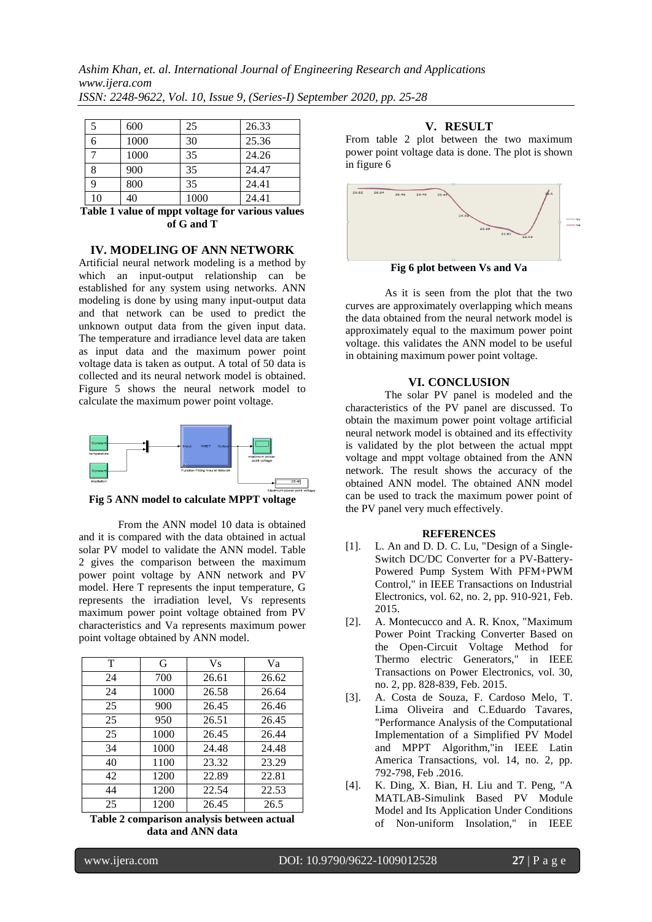| 5 | 600 | 25 | 26.33 |
|---|---|---|---|
| 6 | 1000 | 30 | 25.36 |
| 7 | 1000 | 35 | 24.26 |
| 8 | 900 | 35 | 24.47 |
| 9 | 800 | 35 | 24.41 |
| 10 | 40 | 1000 | 24.41 |

**Table 1 value of mppt voltage for various values of G and T**

## IV. MODELING OF ANN NETWORK

Artificial neural network modeling is a method by which an input-output relationship can be established for any system using networks. ANN modeling is done by using many input-output data and that network can be used to predict the unknown output data from the given input data. The temperature and irradiance level data are taken as input data and the maximum power point voltage data is taken as output. A total of 50 data is collected and its neural network model is obtained. Figure 5 shows the neural network model to calculate the maximum power point voltage.

**Fig 5 ANN model to calculate MPPT voltage**

From the ANN model 10 data is obtained and it is compared with the data obtained in actual solar PV model to validate the ANN model. Table 2 gives the comparison between the maximum power point voltage by ANN network and PV model. Here T represents the input temperature, G represents the irradiation level, Vs represents maximum power point voltage obtained from PV characteristics and Va represents maximum power point voltage obtained by ANN model.

| T | G | Vs | Va |
|---|---|---|---|
| 24 | 700 | 26.61 | 26.62 |
| 24 | 1000 | 26.58 | 26.64 |
| 25 | 900 | 26.45 | 26.46 |
| 25 | 950 | 26.51 | 26.45 |
| 25 | 1000 | 26.45 | 26.44 |
| 34 | 1000 | 24.48 | 24.48 |
| 40 | 1100 | 23.32 | 23.29 |
| 42 | 1200 | 22.89 | 22.81 |
| 44 | 1200 | 22.54 | 22.53 |
| 25 | 1200 | 26.45 | 26.5 |

**Table 2 comparison analysis between actual data and ANN data**

## V. RESULT

From table 2 plot between the two maximum power point voltage data is done. The plot is shown in figure 6

**Fig 6 plot between Vs and Va**

As it is seen from the plot that the two curves are approximately overlapping which means the data obtained from the neural network model is approximately equal to the maximum power point voltage. this validates the ANN model to be useful in obtaining maximum power point voltage.

## VI. CONCLUSION

The solar PV panel is modeled and the characteristics of the PV panel are discussed. To obtain the maximum power point voltage artificial neural network model is obtained and its effectivity is validated by the plot between the actual mppt voltage and mppt voltage obtained from the ANN network. The result shows the accuracy of the obtained ANN model. The obtained ANN model can be used to track the maximum power point of the PV panel very much effectively.

## REFERENCES

[1]. L. An and D. D. C. Lu, "Design of a Single-Switch DC/DC Converter for a PV-Battery-Powered Pump System With PFM+PWM Control," in IEEE Transactions on Industrial Electronics, vol. 62, no. 2, pp. 910-921, Feb. 2015.

[2]. A. Montecucco and A. R. Knox, "Maximum Power Point Tracking Converter Based on the Open-Circuit Voltage Method for Thermo electric Generators," in IEEE Transactions on Power Electronics, vol. 30, no. 2, pp. 828-839, Feb. 2015.

[3]. A. Costa de Souza, F. Cardoso Melo, T. Lima Oliveira and C.Eduardo Tavares, "Performance Analysis of the Computational Implementation of a Simplified PV Model and MPPT Algorithm,"in IEEE Latin America Transactions, vol. 14, no. 2, pp. 792-798, Feb .2016.

[4]. K. Ding, X. Bian, H. Liu and T. Peng, "A MATLAB-Simulink Based PV Module Model and Its Application Under Conditions of Non-uniform Insolation," in IEEE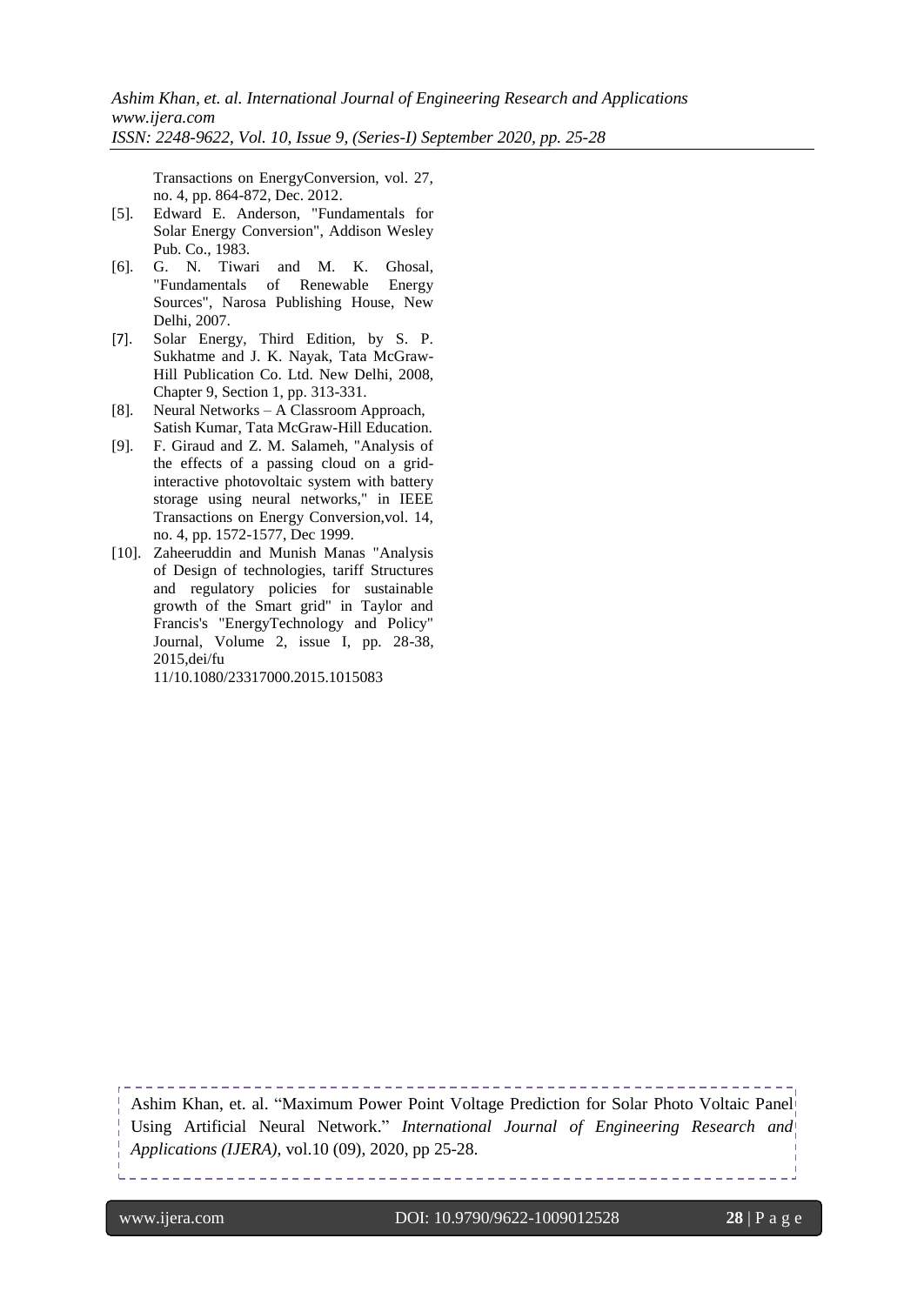Transactions on EnergyConversion, vol. 27, no. 4, pp. 864-872, Dec. 2012.

[5]. Edward E. Anderson, "Fundamentals for Solar Energy Conversion", Addison Wesley Pub. Co., 1983.

[6]. G. N. Tiwari and M. K. Ghosal, "Fundamentals of Renewable Energy Sources", Narosa Publishing House, New Delhi, 2007.

[7]. Solar Energy, Third Edition, by S. P. Sukhatme and J. K. Nayak, Tata McGraw-Hill Publication Co. Ltd. New Delhi, 2008, Chapter 9, Section 1, pp. 313-331.

[8]. Neural Networks – A Classroom Approach, Satish Kumar, Tata McGraw-Hill Education.

[9]. F. Giraud and Z. M. Salameh, "Analysis of the effects of a passing cloud on a grid-interactive photovoltaic system with battery storage using neural networks," in IEEE Transactions on Energy Conversion,vol. 14, no. 4, pp. 1572-1577, Dec 1999.

[10]. Zaheeruddin and Munish Manas "Analysis of Design of technologies, tariff Structures and regulatory policies for sustainable growth of the Smart grid" in Taylor and Francis's "EnergyTechnology and Policy" Journal, Volume 2, issue I, pp. 28-38, 2015,dei/fu 11/10.1080/23317000.2015.1015083

Ashim Khan, et. al. "Maximum Power Point Voltage Prediction for Solar Photo Voltaic Panel Using Artificial Neural Network." *International Journal of Engineering Research and Applications (IJERA)*, vol.10 (09), 2020, pp 25-28.